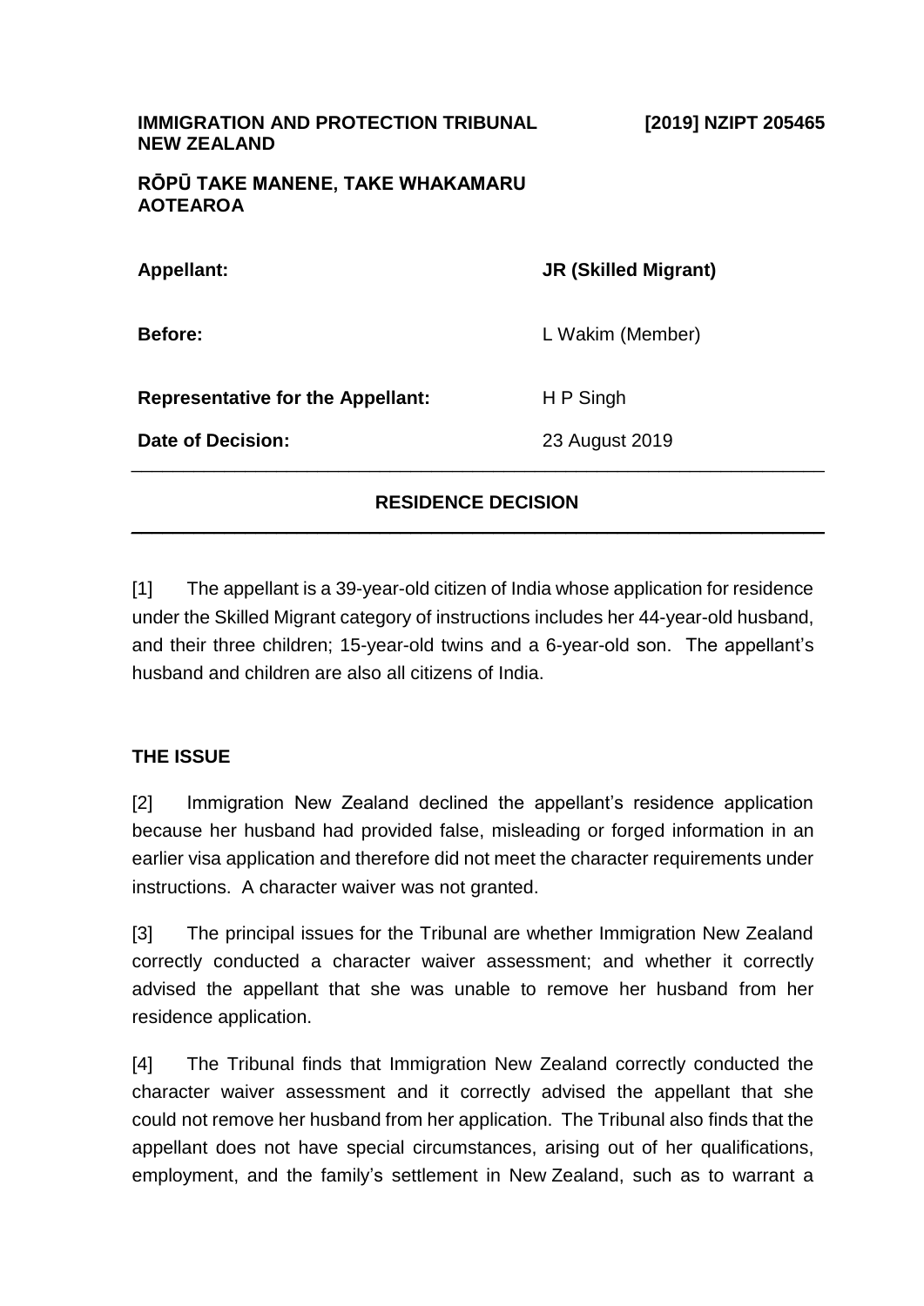**IMMIGRATION AND PROTECTION TRIBUNAL NEW ZEALAND** **[2019] NZIPT 205465**

**RŌPŪ TAKE MANENE, TAKE WHAKAMARU AOTEAROA**

| | |
|---|---|
| **Appellant:** | **JR (Skilled Migrant)** |
| **Before:** | L Wakim (Member) |
| **Representative for the Appellant:** | H P Singh |
| **Date of Decision:** | 23 August 2019 |

## RESIDENCE DECISION

[1] The appellant is a 39-year-old citizen of India whose application for residence under the Skilled Migrant category of instructions includes her 44-year-old husband, and their three children; 15-year-old twins and a 6-year-old son. The appellant's husband and children are also all citizens of India.

### THE ISSUE

[2] Immigration New Zealand declined the appellant's residence application because her husband had provided false, misleading or forged information in an earlier visa application and therefore did not meet the character requirements under instructions. A character waiver was not granted.

[3] The principal issues for the Tribunal are whether Immigration New Zealand correctly conducted a character waiver assessment; and whether it correctly advised the appellant that she was unable to remove her husband from her residence application.

[4] The Tribunal finds that Immigration New Zealand correctly conducted the character waiver assessment and it correctly advised the appellant that she could not remove her husband from her application. The Tribunal also finds that the appellant does not have special circumstances, arising out of her qualifications, employment, and the family's settlement in New Zealand, such as to warrant a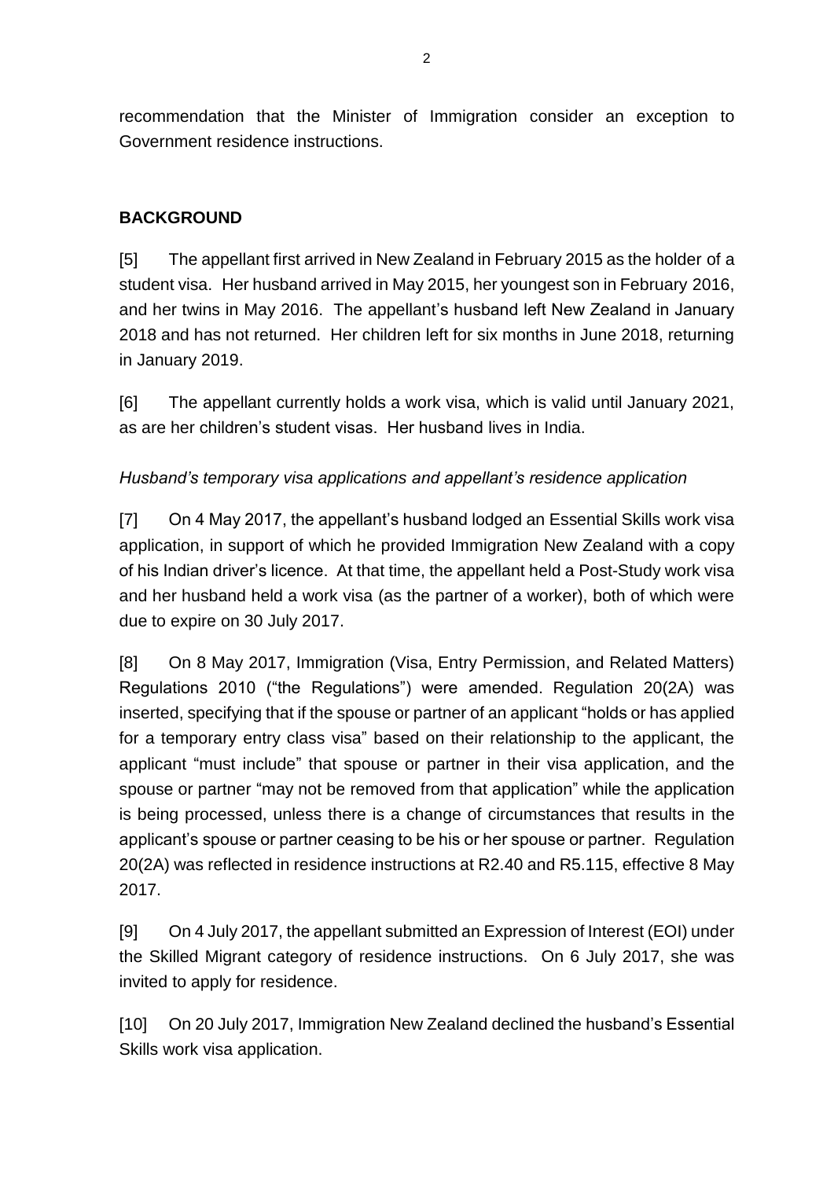recommendation that the Minister of Immigration consider an exception to Government residence instructions.

## BACKGROUND

[5] The appellant first arrived in New Zealand in February 2015 as the holder of a student visa. Her husband arrived in May 2015, her youngest son in February 2016, and her twins in May 2016. The appellant's husband left New Zealand in January 2018 and has not returned. Her children left for six months in June 2018, returning in January 2019.

[6] The appellant currently holds a work visa, which is valid until January 2021, as are her children's student visas. Her husband lives in India.

*Husband's temporary visa applications and appellant's residence application*

[7] On 4 May 2017, the appellant's husband lodged an Essential Skills work visa application, in support of which he provided Immigration New Zealand with a copy of his Indian driver's licence. At that time, the appellant held a Post-Study work visa and her husband held a work visa (as the partner of a worker), both of which were due to expire on 30 July 2017.

[8] On 8 May 2017, Immigration (Visa, Entry Permission, and Related Matters) Regulations 2010 ("the Regulations") were amended. Regulation 20(2A) was inserted, specifying that if the spouse or partner of an applicant "holds or has applied for a temporary entry class visa" based on their relationship to the applicant, the applicant "must include" that spouse or partner in their visa application, and the spouse or partner "may not be removed from that application" while the application is being processed, unless there is a change of circumstances that results in the applicant's spouse or partner ceasing to be his or her spouse or partner. Regulation 20(2A) was reflected in residence instructions at R2.40 and R5.115, effective 8 May 2017.

[9] On 4 July 2017, the appellant submitted an Expression of Interest (EOI) under the Skilled Migrant category of residence instructions. On 6 July 2017, she was invited to apply for residence.

[10] On 20 July 2017, Immigration New Zealand declined the husband's Essential Skills work visa application.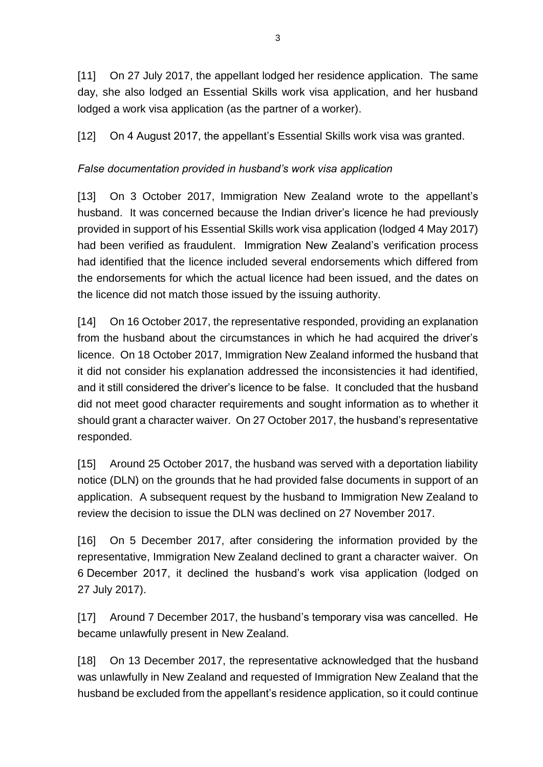[11] On 27 July 2017, the appellant lodged her residence application. The same day, she also lodged an Essential Skills work visa application, and her husband lodged a work visa application (as the partner of a worker).

[12] On 4 August 2017, the appellant's Essential Skills work visa was granted.

*False documentation provided in husband's work visa application*

[13] On 3 October 2017, Immigration New Zealand wrote to the appellant's husband. It was concerned because the Indian driver's licence he had previously provided in support of his Essential Skills work visa application (lodged 4 May 2017) had been verified as fraudulent. Immigration New Zealand's verification process had identified that the licence included several endorsements which differed from the endorsements for which the actual licence had been issued, and the dates on the licence did not match those issued by the issuing authority.

[14] On 16 October 2017, the representative responded, providing an explanation from the husband about the circumstances in which he had acquired the driver's licence. On 18 October 2017, Immigration New Zealand informed the husband that it did not consider his explanation addressed the inconsistencies it had identified, and it still considered the driver's licence to be false. It concluded that the husband did not meet good character requirements and sought information as to whether it should grant a character waiver. On 27 October 2017, the husband's representative responded.

[15] Around 25 October 2017, the husband was served with a deportation liability notice (DLN) on the grounds that he had provided false documents in support of an application. A subsequent request by the husband to Immigration New Zealand to review the decision to issue the DLN was declined on 27 November 2017.

[16] On 5 December 2017, after considering the information provided by the representative, Immigration New Zealand declined to grant a character waiver. On 6 December 2017, it declined the husband's work visa application (lodged on 27 July 2017).

[17] Around 7 December 2017, the husband's temporary visa was cancelled. He became unlawfully present in New Zealand.

[18] On 13 December 2017, the representative acknowledged that the husband was unlawfully in New Zealand and requested of Immigration New Zealand that the husband be excluded from the appellant's residence application, so it could continue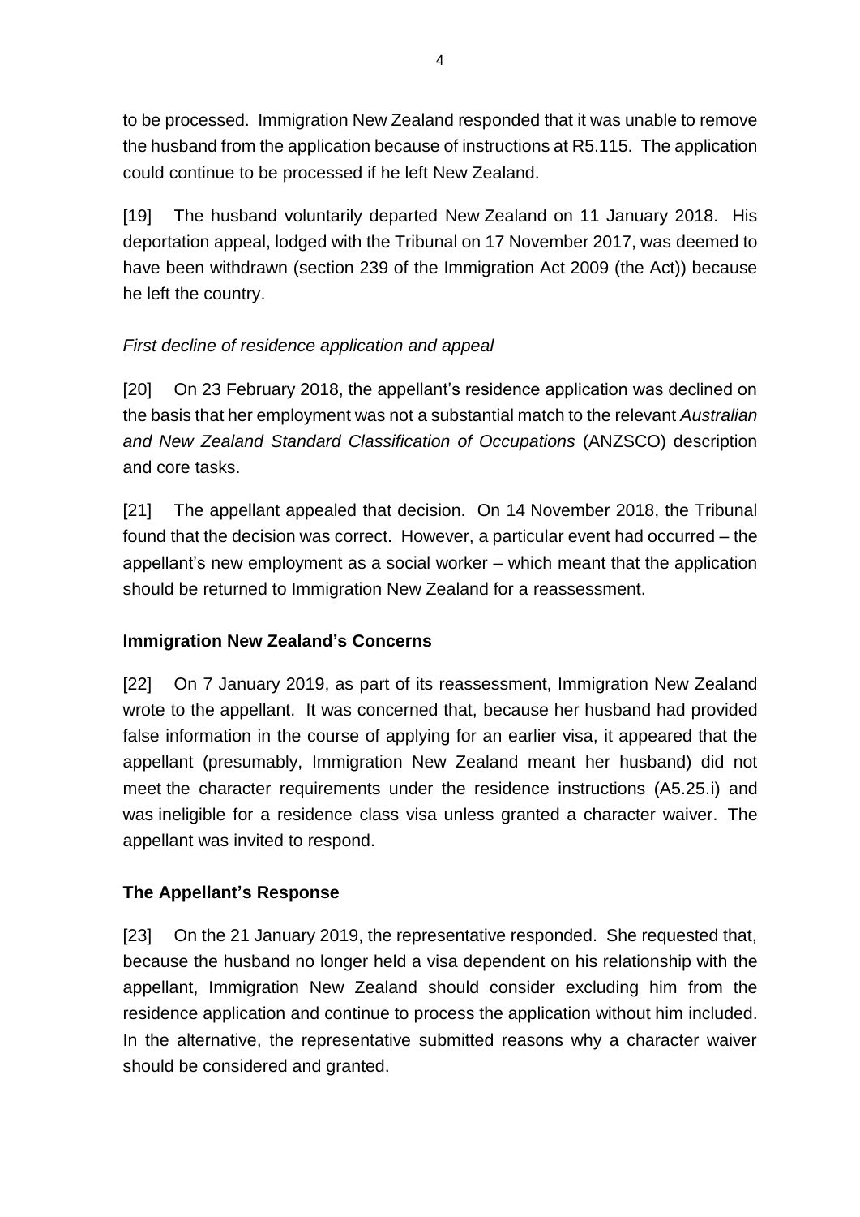to be processed. Immigration New Zealand responded that it was unable to remove the husband from the application because of instructions at R5.115. The application could continue to be processed if he left New Zealand.

[19] The husband voluntarily departed New Zealand on 11 January 2018. His deportation appeal, lodged with the Tribunal on 17 November 2017, was deemed to have been withdrawn (section 239 of the Immigration Act 2009 (the Act)) because he left the country.

*First decline of residence application and appeal*

[20] On 23 February 2018, the appellant's residence application was declined on the basis that her employment was not a substantial match to the relevant *Australian and New Zealand Standard Classification of Occupations* (ANZSCO) description and core tasks.

[21] The appellant appealed that decision. On 14 November 2018, the Tribunal found that the decision was correct. However, a particular event had occurred – the appellant's new employment as a social worker – which meant that the application should be returned to Immigration New Zealand for a reassessment.

**Immigration New Zealand's Concerns**

[22] On 7 January 2019, as part of its reassessment, Immigration New Zealand wrote to the appellant. It was concerned that, because her husband had provided false information in the course of applying for an earlier visa, it appeared that the appellant (presumably, Immigration New Zealand meant her husband) did not meet the character requirements under the residence instructions (A5.25.i) and was ineligible for a residence class visa unless granted a character waiver. The appellant was invited to respond.

**The Appellant's Response**

[23] On the 21 January 2019, the representative responded. She requested that, because the husband no longer held a visa dependent on his relationship with the appellant, Immigration New Zealand should consider excluding him from the residence application and continue to process the application without him included. In the alternative, the representative submitted reasons why a character waiver should be considered and granted.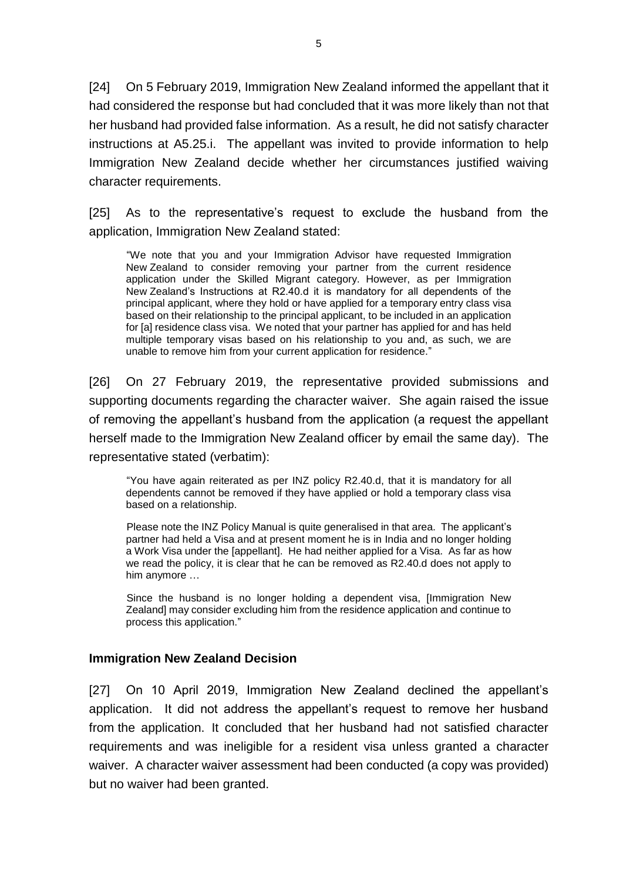[24] On 5 February 2019, Immigration New Zealand informed the appellant that it had considered the response but had concluded that it was more likely than not that her husband had provided false information. As a result, he did not satisfy character instructions at A5.25.i. The appellant was invited to provide information to help Immigration New Zealand decide whether her circumstances justified waiving character requirements.

[25] As to the representative's request to exclude the husband from the application, Immigration New Zealand stated:

> "We note that you and your Immigration Advisor have requested Immigration New Zealand to consider removing your partner from the current residence application under the Skilled Migrant category. However, as per Immigration New Zealand's Instructions at R2.40.d it is mandatory for all dependents of the principal applicant, where they hold or have applied for a temporary entry class visa based on their relationship to the principal applicant, to be included in an application for [a] residence class visa. We noted that your partner has applied for and has held multiple temporary visas based on his relationship to you and, as such, we are unable to remove him from your current application for residence."

[26] On 27 February 2019, the representative provided submissions and supporting documents regarding the character waiver. She again raised the issue of removing the appellant's husband from the application (a request the appellant herself made to the Immigration New Zealand officer by email the same day). The representative stated (verbatim):

> "You have again reiterated as per INZ policy R2.40.d, that it is mandatory for all dependents cannot be removed if they have applied or hold a temporary class visa based on a relationship.
>
> Please note the INZ Policy Manual is quite generalised in that area. The applicant's partner had held a Visa and at present moment he is in India and no longer holding a Work Visa under the [appellant]. He had neither applied for a Visa. As far as how we read the policy, it is clear that he can be removed as R2.40.d does not apply to him anymore …
>
> Since the husband is no longer holding a dependent visa, [Immigration New Zealand] may consider excluding him from the residence application and continue to process this application."

## Immigration New Zealand Decision

[27] On 10 April 2019, Immigration New Zealand declined the appellant's application. It did not address the appellant's request to remove her husband from the application. It concluded that her husband had not satisfied character requirements and was ineligible for a resident visa unless granted a character waiver. A character waiver assessment had been conducted (a copy was provided) but no waiver had been granted.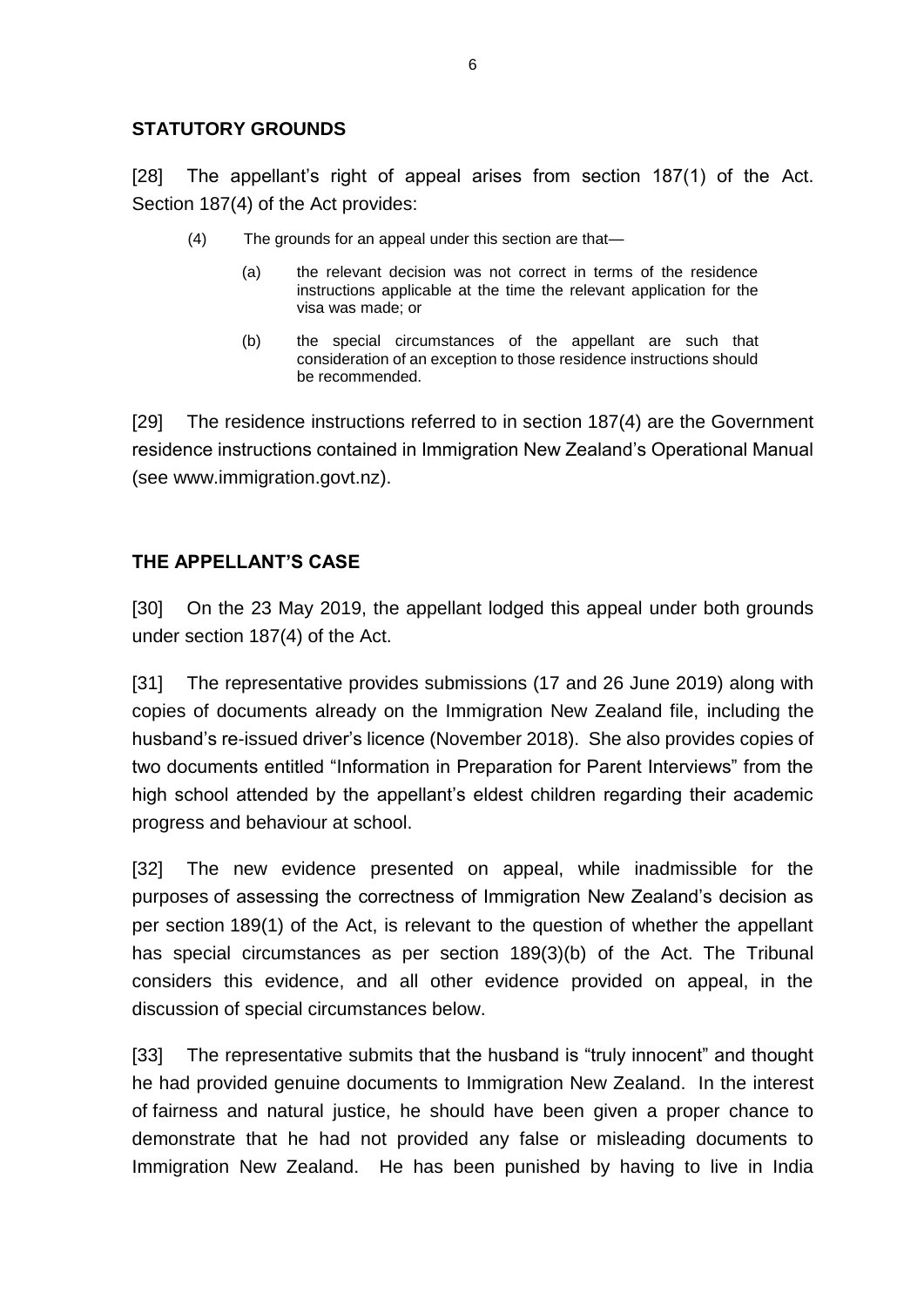## STATUTORY GROUNDS

[28] The appellant's right of appeal arises from section 187(1) of the Act. Section 187(4) of the Act provides:

> (4) The grounds for an appeal under this section are that—
>
> (a) the relevant decision was not correct in terms of the residence instructions applicable at the time the relevant application for the visa was made; or
>
> (b) the special circumstances of the appellant are such that consideration of an exception to those residence instructions should be recommended.

[29] The residence instructions referred to in section 187(4) are the Government residence instructions contained in Immigration New Zealand's Operational Manual (see www.immigration.govt.nz).

## THE APPELLANT'S CASE

[30] On the 23 May 2019, the appellant lodged this appeal under both grounds under section 187(4) of the Act.

[31] The representative provides submissions (17 and 26 June 2019) along with copies of documents already on the Immigration New Zealand file, including the husband's re-issued driver's licence (November 2018). She also provides copies of two documents entitled "Information in Preparation for Parent Interviews" from the high school attended by the appellant's eldest children regarding their academic progress and behaviour at school.

[32] The new evidence presented on appeal, while inadmissible for the purposes of assessing the correctness of Immigration New Zealand's decision as per section 189(1) of the Act, is relevant to the question of whether the appellant has special circumstances as per section 189(3)(b) of the Act. The Tribunal considers this evidence, and all other evidence provided on appeal, in the discussion of special circumstances below.

[33] The representative submits that the husband is "truly innocent" and thought he had provided genuine documents to Immigration New Zealand. In the interest of fairness and natural justice, he should have been given a proper chance to demonstrate that he had not provided any false or misleading documents to Immigration New Zealand. He has been punished by having to live in India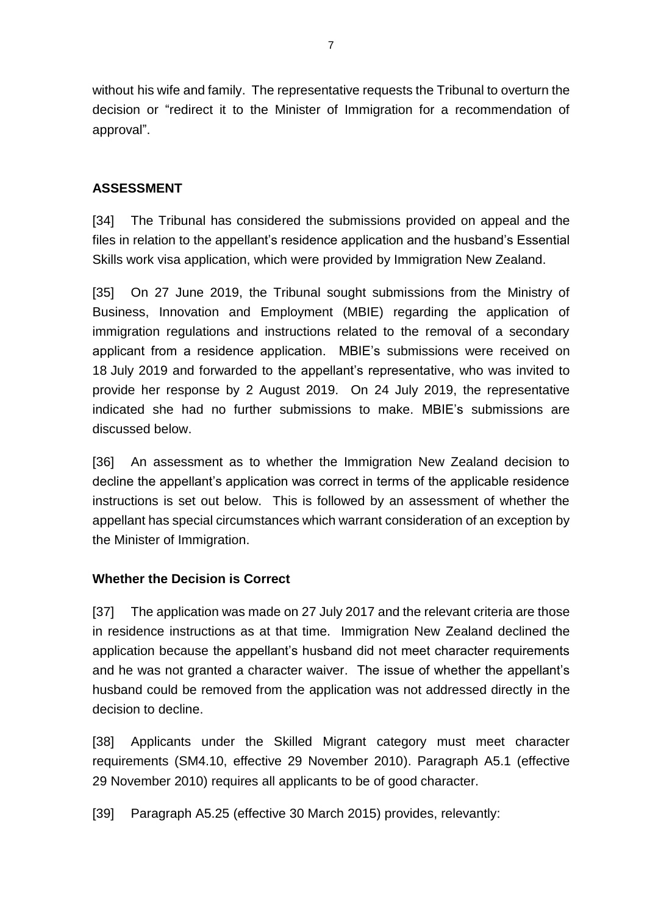without his wife and family. The representative requests the Tribunal to overturn the decision or "redirect it to the Minister of Immigration for a recommendation of approval".

## ASSESSMENT

[34] The Tribunal has considered the submissions provided on appeal and the files in relation to the appellant's residence application and the husband's Essential Skills work visa application, which were provided by Immigration New Zealand.

[35] On 27 June 2019, the Tribunal sought submissions from the Ministry of Business, Innovation and Employment (MBIE) regarding the application of immigration regulations and instructions related to the removal of a secondary applicant from a residence application. MBIE's submissions were received on 18 July 2019 and forwarded to the appellant's representative, who was invited to provide her response by 2 August 2019. On 24 July 2019, the representative indicated she had no further submissions to make. MBIE's submissions are discussed below.

[36] An assessment as to whether the Immigration New Zealand decision to decline the appellant's application was correct in terms of the applicable residence instructions is set out below. This is followed by an assessment of whether the appellant has special circumstances which warrant consideration of an exception by the Minister of Immigration.

### Whether the Decision is Correct

[37] The application was made on 27 July 2017 and the relevant criteria are those in residence instructions as at that time. Immigration New Zealand declined the application because the appellant's husband did not meet character requirements and he was not granted a character waiver. The issue of whether the appellant's husband could be removed from the application was not addressed directly in the decision to decline.

[38] Applicants under the Skilled Migrant category must meet character requirements (SM4.10, effective 29 November 2010). Paragraph A5.1 (effective 29 November 2010) requires all applicants to be of good character.

[39] Paragraph A5.25 (effective 30 March 2015) provides, relevantly: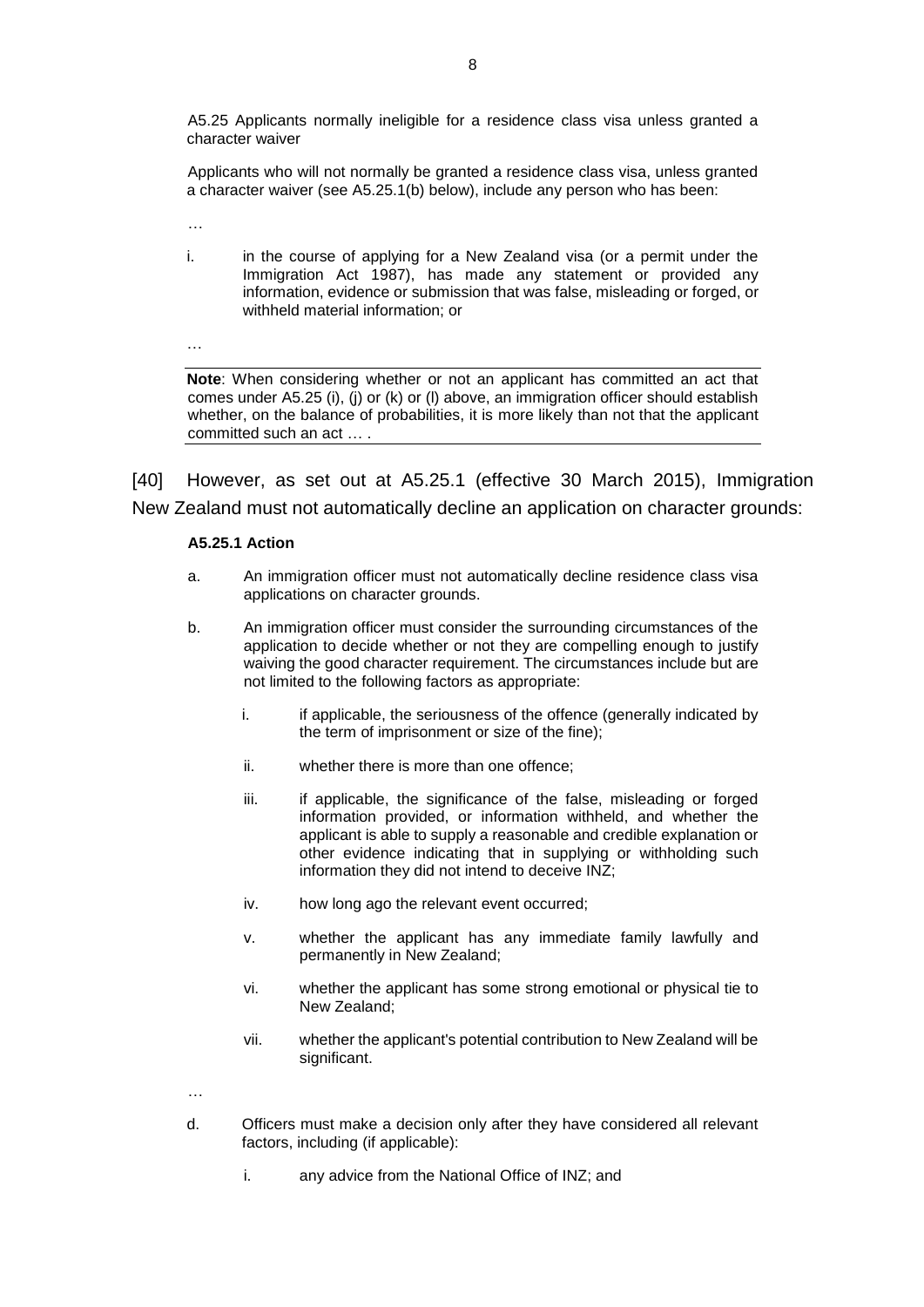A5.25 Applicants normally ineligible for a residence class visa unless granted a character waiver

Applicants who will not normally be granted a residence class visa, unless granted a character waiver (see A5.25.1(b) below), include any person who has been:

…

i. in the course of applying for a New Zealand visa (or a permit under the Immigration Act 1987), has made any statement or provided any information, evidence or submission that was false, misleading or forged, or withheld material information; or

…

**Note**: When considering whether or not an applicant has committed an act that comes under A5.25 (i), (j) or (k) or (l) above, an immigration officer should establish whether, on the balance of probabilities, it is more likely than not that the applicant committed such an act … .

[40] However, as set out at A5.25.1 (effective 30 March 2015), Immigration New Zealand must not automatically decline an application on character grounds:

**A5.25.1 Action**

a. An immigration officer must not automatically decline residence class visa applications on character grounds.

b. An immigration officer must consider the surrounding circumstances of the application to decide whether or not they are compelling enough to justify waiving the good character requirement. The circumstances include but are not limited to the following factors as appropriate:

   i. if applicable, the seriousness of the offence (generally indicated by the term of imprisonment or size of the fine);

   ii. whether there is more than one offence;

   iii. if applicable, the significance of the false, misleading or forged information provided, or information withheld, and whether the applicant is able to supply a reasonable and credible explanation or other evidence indicating that in supplying or withholding such information they did not intend to deceive INZ;

   iv. how long ago the relevant event occurred;

   v. whether the applicant has any immediate family lawfully and permanently in New Zealand;

   vi. whether the applicant has some strong emotional or physical tie to New Zealand;

   vii. whether the applicant's potential contribution to New Zealand will be significant.

…

d. Officers must make a decision only after they have considered all relevant factors, including (if applicable):

   i. any advice from the National Office of INZ; and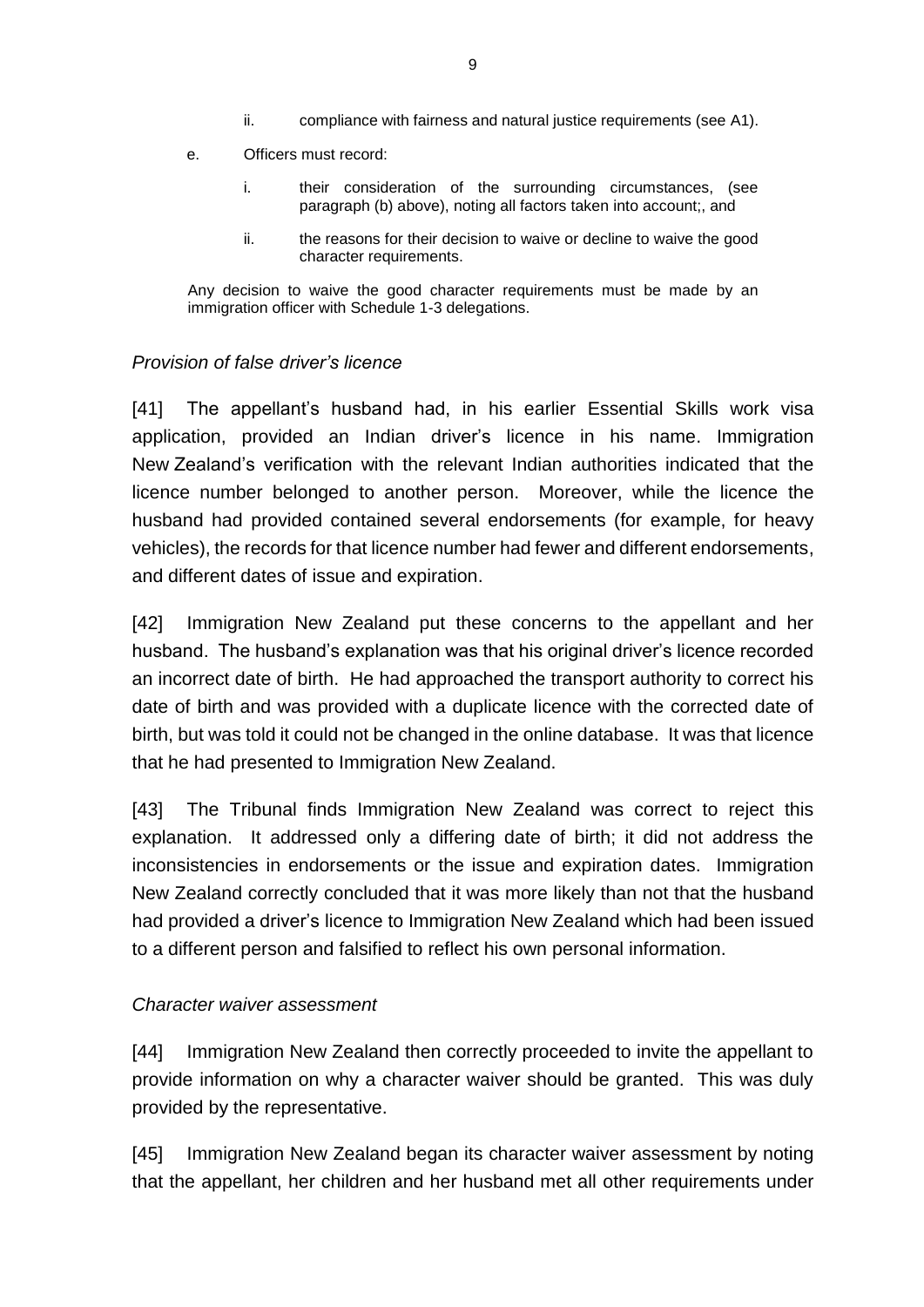ii. compliance with fairness and natural justice requirements (see A1).

e. Officers must record:

i. their consideration of the surrounding circumstances, (see paragraph (b) above), noting all factors taken into account;, and

ii. the reasons for their decision to waive or decline to waive the good character requirements.

Any decision to waive the good character requirements must be made by an immigration officer with Schedule 1-3 delegations.

*Provision of false driver's licence*

[41] The appellant's husband had, in his earlier Essential Skills work visa application, provided an Indian driver's licence in his name. Immigration New Zealand's verification with the relevant Indian authorities indicated that the licence number belonged to another person. Moreover, while the licence the husband had provided contained several endorsements (for example, for heavy vehicles), the records for that licence number had fewer and different endorsements, and different dates of issue and expiration.

[42] Immigration New Zealand put these concerns to the appellant and her husband. The husband's explanation was that his original driver's licence recorded an incorrect date of birth. He had approached the transport authority to correct his date of birth and was provided with a duplicate licence with the corrected date of birth, but was told it could not be changed in the online database. It was that licence that he had presented to Immigration New Zealand.

[43] The Tribunal finds Immigration New Zealand was correct to reject this explanation. It addressed only a differing date of birth; it did not address the inconsistencies in endorsements or the issue and expiration dates. Immigration New Zealand correctly concluded that it was more likely than not that the husband had provided a driver's licence to Immigration New Zealand which had been issued to a different person and falsified to reflect his own personal information.

*Character waiver assessment*

[44] Immigration New Zealand then correctly proceeded to invite the appellant to provide information on why a character waiver should be granted. This was duly provided by the representative.

[45] Immigration New Zealand began its character waiver assessment by noting that the appellant, her children and her husband met all other requirements under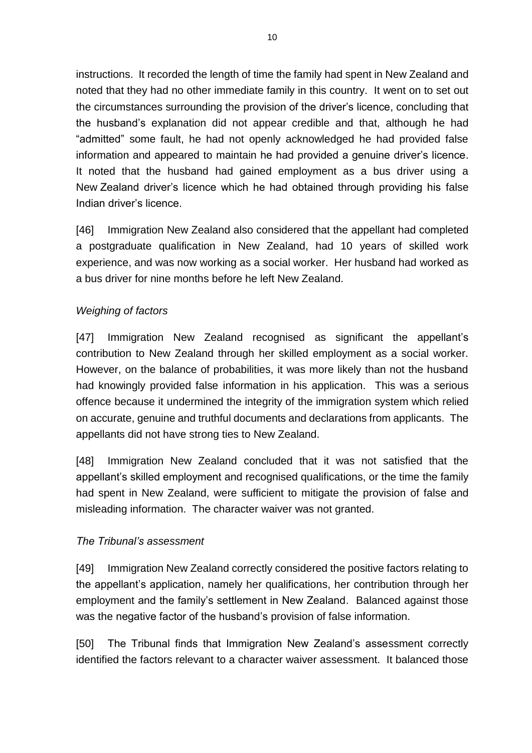instructions. It recorded the length of time the family had spent in New Zealand and noted that they had no other immediate family in this country. It went on to set out the circumstances surrounding the provision of the driver's licence, concluding that the husband's explanation did not appear credible and that, although he had "admitted" some fault, he had not openly acknowledged he had provided false information and appeared to maintain he had provided a genuine driver's licence. It noted that the husband had gained employment as a bus driver using a New Zealand driver's licence which he had obtained through providing his false Indian driver's licence.

[46] Immigration New Zealand also considered that the appellant had completed a postgraduate qualification in New Zealand, had 10 years of skilled work experience, and was now working as a social worker. Her husband had worked as a bus driver for nine months before he left New Zealand.

*Weighing of factors*

[47] Immigration New Zealand recognised as significant the appellant's contribution to New Zealand through her skilled employment as a social worker. However, on the balance of probabilities, it was more likely than not the husband had knowingly provided false information in his application. This was a serious offence because it undermined the integrity of the immigration system which relied on accurate, genuine and truthful documents and declarations from applicants. The appellants did not have strong ties to New Zealand.

[48] Immigration New Zealand concluded that it was not satisfied that the appellant's skilled employment and recognised qualifications, or the time the family had spent in New Zealand, were sufficient to mitigate the provision of false and misleading information. The character waiver was not granted.

*The Tribunal's assessment*

[49] Immigration New Zealand correctly considered the positive factors relating to the appellant's application, namely her qualifications, her contribution through her employment and the family's settlement in New Zealand. Balanced against those was the negative factor of the husband's provision of false information.

[50] The Tribunal finds that Immigration New Zealand's assessment correctly identified the factors relevant to a character waiver assessment. It balanced those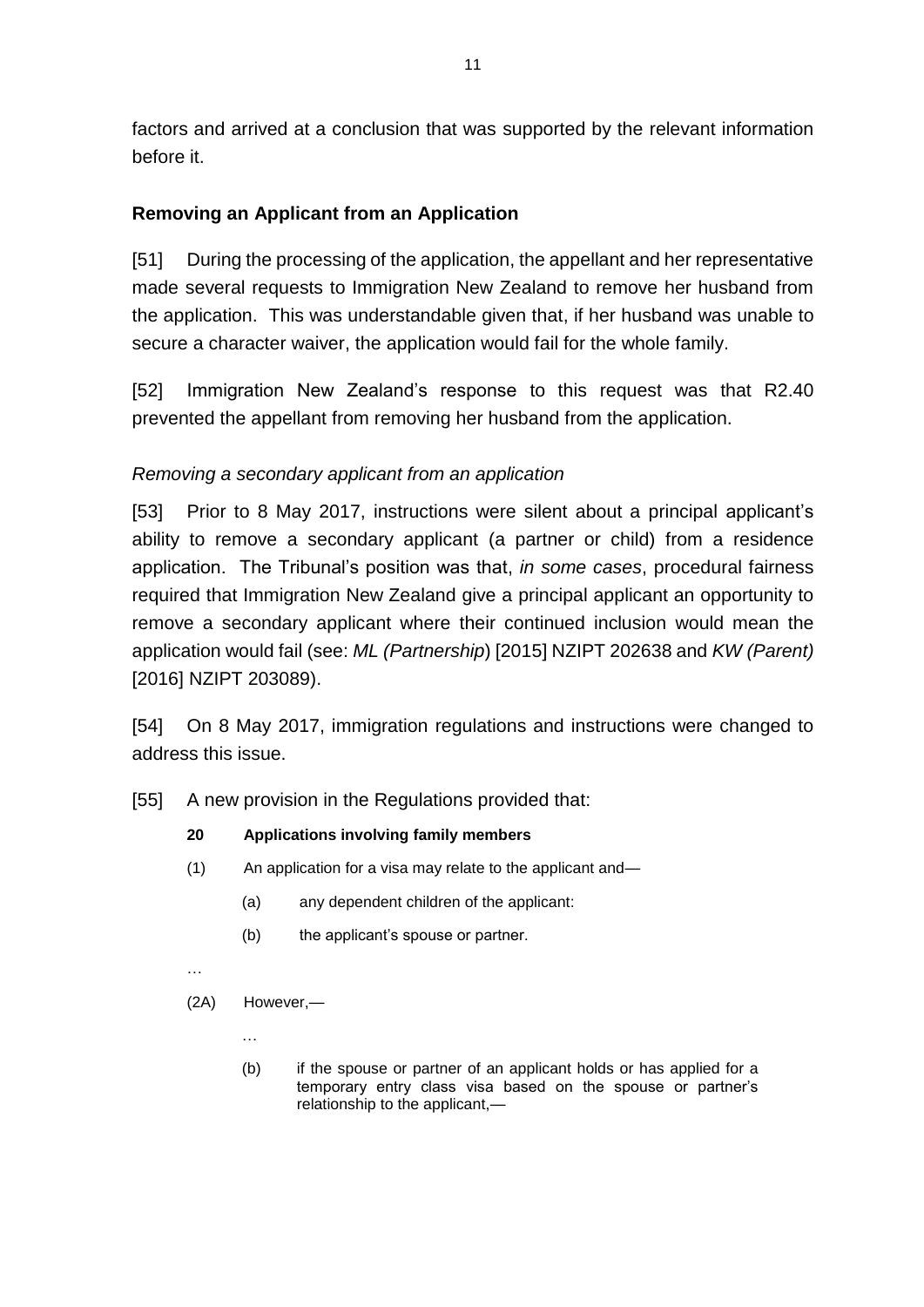factors and arrived at a conclusion that was supported by the relevant information before it.

## Removing an Applicant from an Application

[51] During the processing of the application, the appellant and her representative made several requests to Immigration New Zealand to remove her husband from the application. This was understandable given that, if her husband was unable to secure a character waiver, the application would fail for the whole family.

[52] Immigration New Zealand's response to this request was that R2.40 prevented the appellant from removing her husband from the application.

### *Removing a secondary applicant from an application*

[53] Prior to 8 May 2017, instructions were silent about a principal applicant's ability to remove a secondary applicant (a partner or child) from a residence application. The Tribunal's position was that, *in some cases*, procedural fairness required that Immigration New Zealand give a principal applicant an opportunity to remove a secondary applicant where their continued inclusion would mean the application would fail (see: *ML (Partnership*) [2015] NZIPT 202638 and *KW (Parent)* [2016] NZIPT 203089).

[54] On 8 May 2017, immigration regulations and instructions were changed to address this issue.

[55] A new provision in the Regulations provided that:

> **20 Applications involving family members**
>
> (1) An application for a visa may relate to the applicant and—
>
> (a) any dependent children of the applicant:
>
> (b) the applicant's spouse or partner.
>
> …
>
> (2A) However,—
>
> …
>
> (b) if the spouse or partner of an applicant holds or has applied for a temporary entry class visa based on the spouse or partner's relationship to the applicant,—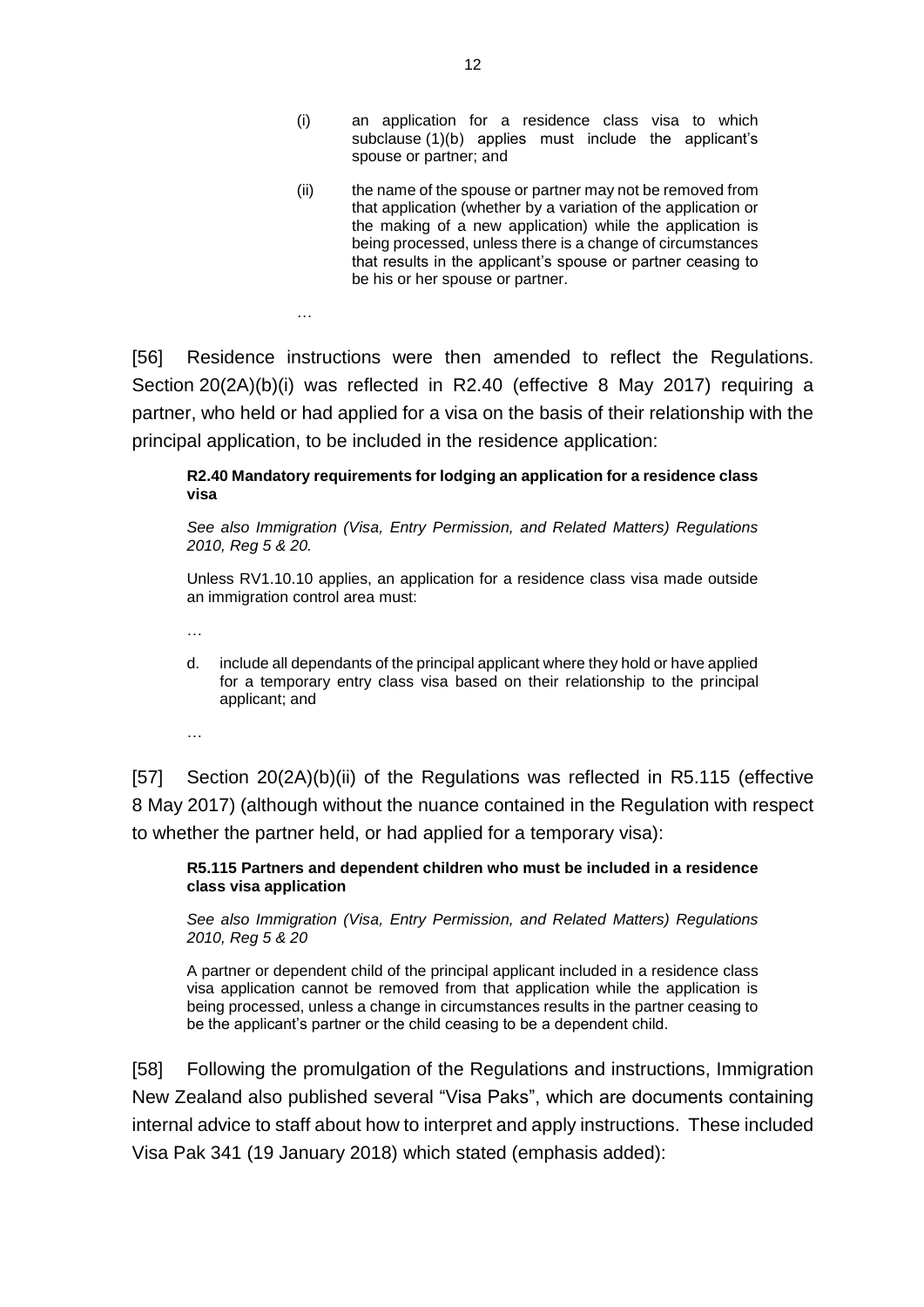> (i) an application for a residence class visa to which subclause (1)(b) applies must include the applicant's spouse or partner; and
>
> (ii) the name of the spouse or partner may not be removed from that application (whether by a variation of the application or the making of a new application) while the application is being processed, unless there is a change of circumstances that results in the applicant's spouse or partner ceasing to be his or her spouse or partner.
>
> …

[56] Residence instructions were then amended to reflect the Regulations. Section 20(2A)(b)(i) was reflected in R2.40 (effective 8 May 2017) requiring a partner, who held or had applied for a visa on the basis of their relationship with the principal application, to be included in the residence application:

> **R2.40 Mandatory requirements for lodging an application for a residence class visa**
>
> *See also Immigration (Visa, Entry Permission, and Related Matters) Regulations 2010, Reg 5 & 20.*
>
> Unless RV1.10.10 applies, an application for a residence class visa made outside an immigration control area must:
>
> …
>
> d. include all dependants of the principal applicant where they hold or have applied for a temporary entry class visa based on their relationship to the principal applicant; and
>
> …

[57] Section 20(2A)(b)(ii) of the Regulations was reflected in R5.115 (effective 8 May 2017) (although without the nuance contained in the Regulation with respect to whether the partner held, or had applied for a temporary visa):

> **R5.115 Partners and dependent children who must be included in a residence class visa application**
>
> *See also Immigration (Visa, Entry Permission, and Related Matters) Regulations 2010, Reg 5 & 20*
>
> A partner or dependent child of the principal applicant included in a residence class visa application cannot be removed from that application while the application is being processed, unless a change in circumstances results in the partner ceasing to be the applicant's partner or the child ceasing to be a dependent child.

[58] Following the promulgation of the Regulations and instructions, Immigration New Zealand also published several "Visa Paks", which are documents containing internal advice to staff about how to interpret and apply instructions. These included Visa Pak 341 (19 January 2018) which stated (emphasis added):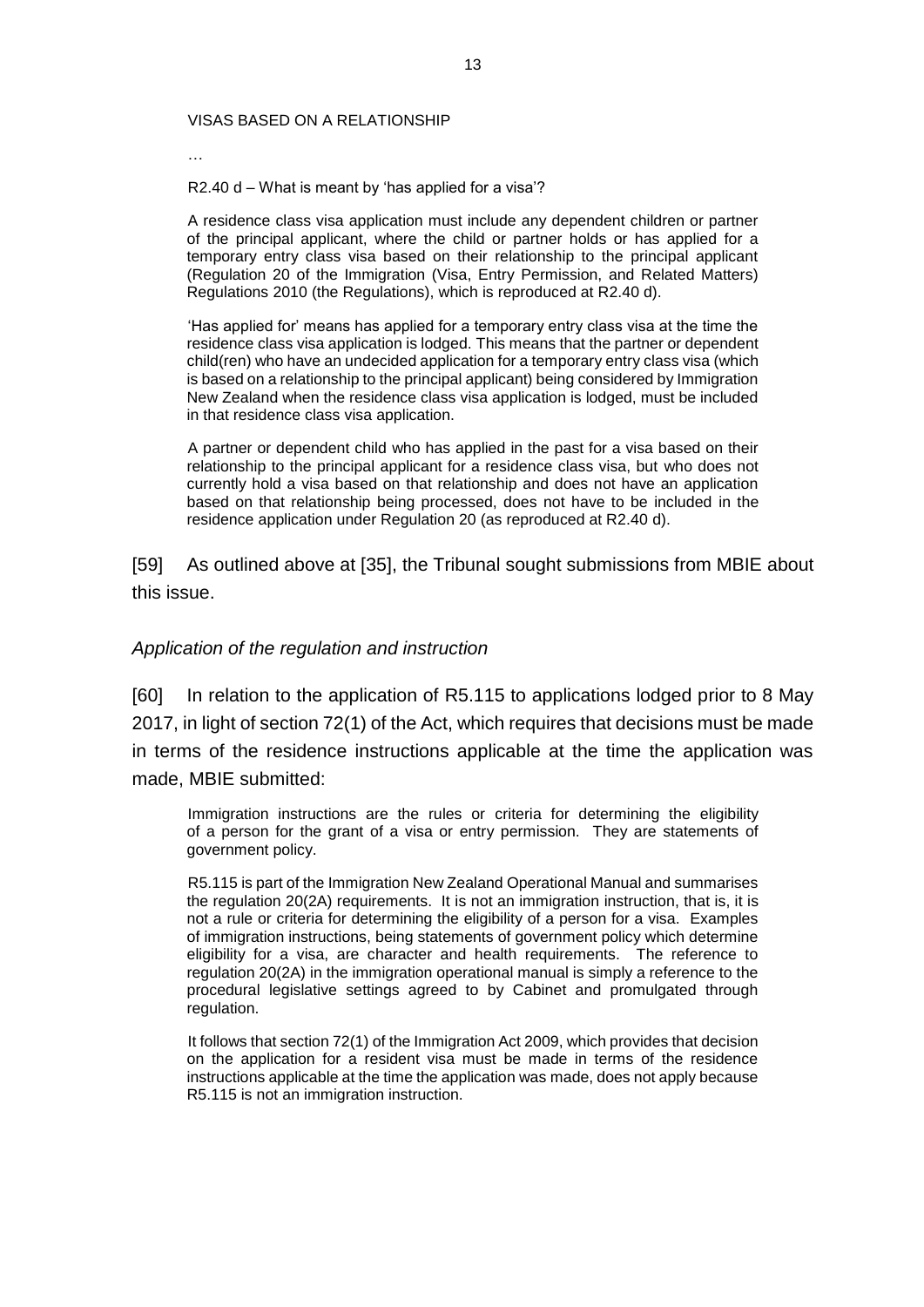> VISAS BASED ON A RELATIONSHIP
>
> …
>
> R2.40 d – What is meant by 'has applied for a visa'?
>
> A residence class visa application must include any dependent children or partner of the principal applicant, where the child or partner holds or has applied for a temporary entry class visa based on their relationship to the principal applicant (Regulation 20 of the Immigration (Visa, Entry Permission, and Related Matters) Regulations 2010 (the Regulations), which is reproduced at R2.40 d).
>
> 'Has applied for' means has applied for a temporary entry class visa at the time the residence class visa application is lodged. This means that the partner or dependent child(ren) who have an undecided application for a temporary entry class visa (which is based on a relationship to the principal applicant) being considered by Immigration New Zealand when the residence class visa application is lodged, must be included in that residence class visa application.
>
> A partner or dependent child who has applied in the past for a visa based on their relationship to the principal applicant for a residence class visa, but who does not currently hold a visa based on that relationship and does not have an application based on that relationship being processed, does not have to be included in the residence application under Regulation 20 (as reproduced at R2.40 d).

[59] As outlined above at [35], the Tribunal sought submissions from MBIE about this issue.

*Application of the regulation and instruction*

[60] In relation to the application of R5.115 to applications lodged prior to 8 May 2017, in light of section 72(1) of the Act, which requires that decisions must be made in terms of the residence instructions applicable at the time the application was made, MBIE submitted:

> Immigration instructions are the rules or criteria for determining the eligibility of a person for the grant of a visa or entry permission. They are statements of government policy.
>
> R5.115 is part of the Immigration New Zealand Operational Manual and summarises the regulation 20(2A) requirements. It is not an immigration instruction, that is, it is not a rule or criteria for determining the eligibility of a person for a visa. Examples of immigration instructions, being statements of government policy which determine eligibility for a visa, are character and health requirements. The reference to regulation 20(2A) in the immigration operational manual is simply a reference to the procedural legislative settings agreed to by Cabinet and promulgated through regulation.
>
> It follows that section 72(1) of the Immigration Act 2009, which provides that decision on the application for a resident visa must be made in terms of the residence instructions applicable at the time the application was made, does not apply because R5.115 is not an immigration instruction.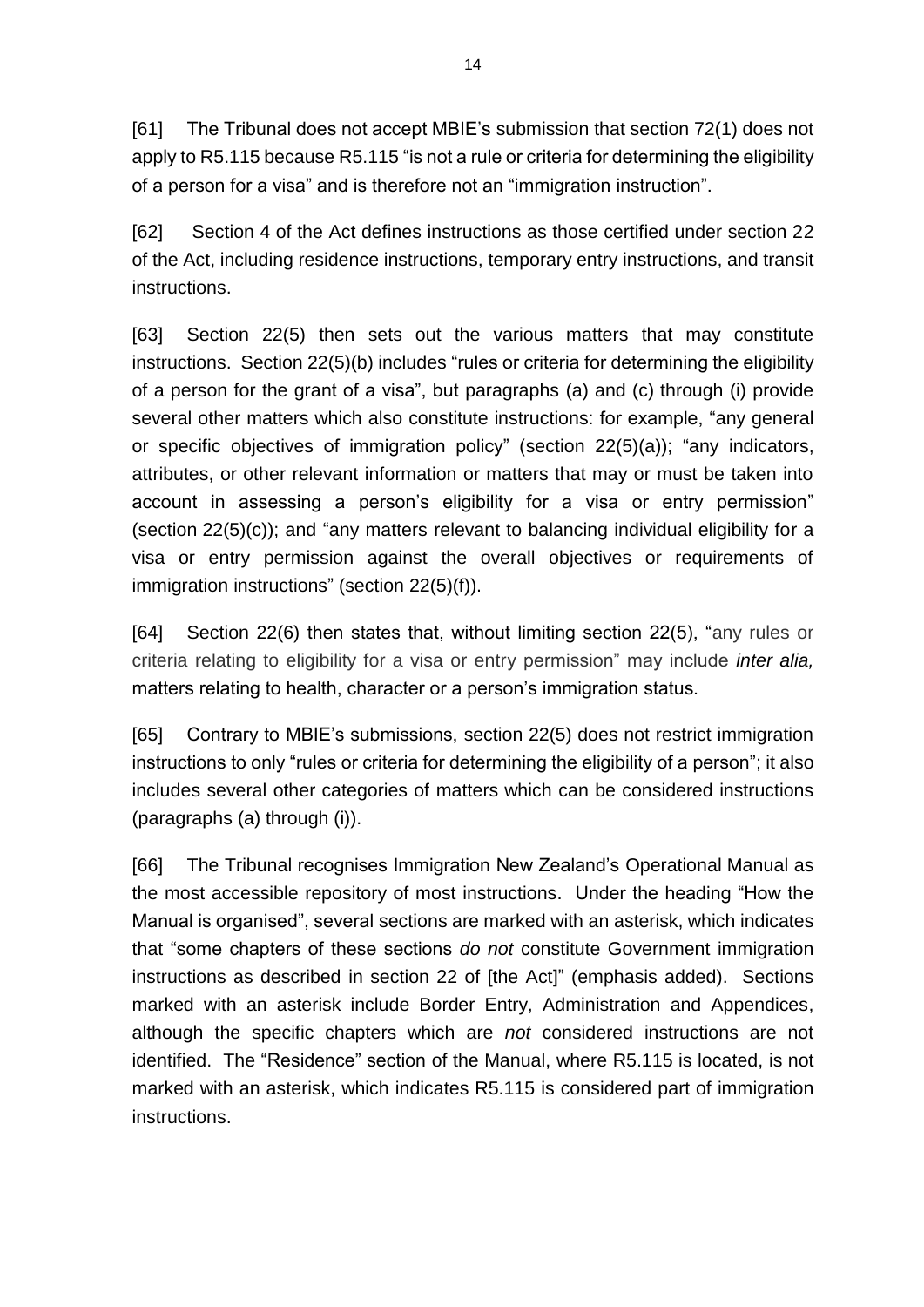[61] The Tribunal does not accept MBIE's submission that section 72(1) does not apply to R5.115 because R5.115 "is not a rule or criteria for determining the eligibility of a person for a visa" and is therefore not an "immigration instruction".

[62] Section 4 of the Act defines instructions as those certified under section 22 of the Act, including residence instructions, temporary entry instructions, and transit instructions.

[63] Section 22(5) then sets out the various matters that may constitute instructions. Section 22(5)(b) includes "rules or criteria for determining the eligibility of a person for the grant of a visa", but paragraphs (a) and (c) through (i) provide several other matters which also constitute instructions: for example, "any general or specific objectives of immigration policy" (section 22(5)(a)); "any indicators, attributes, or other relevant information or matters that may or must be taken into account in assessing a person's eligibility for a visa or entry permission" (section 22(5)(c)); and "any matters relevant to balancing individual eligibility for a visa or entry permission against the overall objectives or requirements of immigration instructions" (section 22(5)(f)).

[64] Section 22(6) then states that, without limiting section 22(5), "any rules or criteria relating to eligibility for a visa or entry permission" may include *inter alia,* matters relating to health, character or a person's immigration status.

[65] Contrary to MBIE's submissions, section 22(5) does not restrict immigration instructions to only "rules or criteria for determining the eligibility of a person"; it also includes several other categories of matters which can be considered instructions (paragraphs (a) through (i)).

[66] The Tribunal recognises Immigration New Zealand's Operational Manual as the most accessible repository of most instructions. Under the heading "How the Manual is organised", several sections are marked with an asterisk, which indicates that "some chapters of these sections *do not* constitute Government immigration instructions as described in section 22 of [the Act]" (emphasis added). Sections marked with an asterisk include Border Entry, Administration and Appendices, although the specific chapters which are *not* considered instructions are not identified. The "Residence" section of the Manual, where R5.115 is located, is not marked with an asterisk, which indicates R5.115 is considered part of immigration instructions.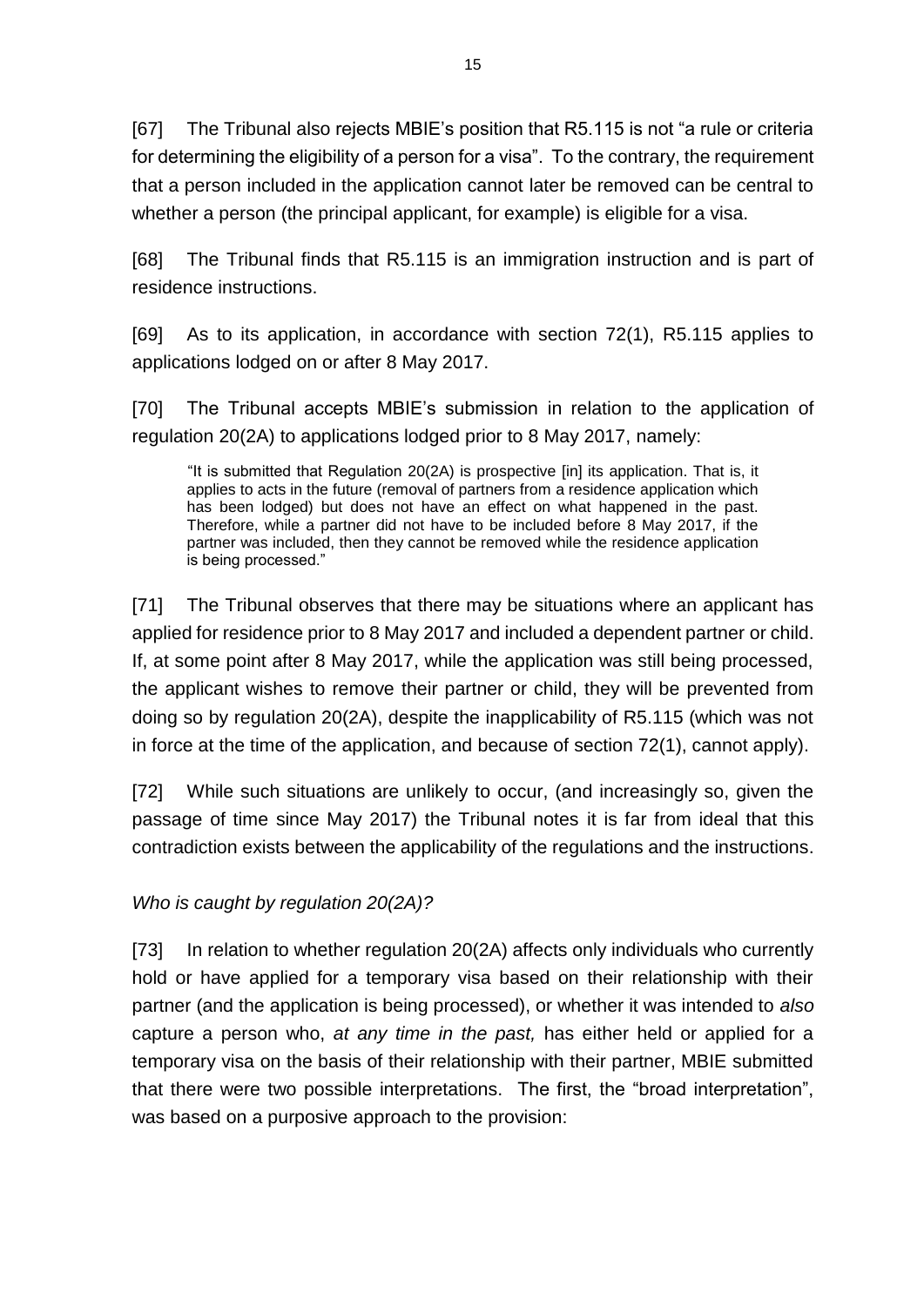[67] The Tribunal also rejects MBIE's position that R5.115 is not "a rule or criteria for determining the eligibility of a person for a visa". To the contrary, the requirement that a person included in the application cannot later be removed can be central to whether a person (the principal applicant, for example) is eligible for a visa.

[68] The Tribunal finds that R5.115 is an immigration instruction and is part of residence instructions.

[69] As to its application, in accordance with section 72(1), R5.115 applies to applications lodged on or after 8 May 2017.

[70] The Tribunal accepts MBIE's submission in relation to the application of regulation 20(2A) to applications lodged prior to 8 May 2017, namely:

> "It is submitted that Regulation 20(2A) is prospective [in] its application. That is, it applies to acts in the future (removal of partners from a residence application which has been lodged) but does not have an effect on what happened in the past. Therefore, while a partner did not have to be included before 8 May 2017, if the partner was included, then they cannot be removed while the residence application is being processed."

[71] The Tribunal observes that there may be situations where an applicant has applied for residence prior to 8 May 2017 and included a dependent partner or child. If, at some point after 8 May 2017, while the application was still being processed, the applicant wishes to remove their partner or child, they will be prevented from doing so by regulation 20(2A), despite the inapplicability of R5.115 (which was not in force at the time of the application, and because of section 72(1), cannot apply).

[72] While such situations are unlikely to occur, (and increasingly so, given the passage of time since May 2017) the Tribunal notes it is far from ideal that this contradiction exists between the applicability of the regulations and the instructions.

*Who is caught by regulation 20(2A)?*

[73] In relation to whether regulation 20(2A) affects only individuals who currently hold or have applied for a temporary visa based on their relationship with their partner (and the application is being processed), or whether it was intended to *also* capture a person who, *at any time in the past,* has either held or applied for a temporary visa on the basis of their relationship with their partner, MBIE submitted that there were two possible interpretations. The first, the "broad interpretation", was based on a purposive approach to the provision: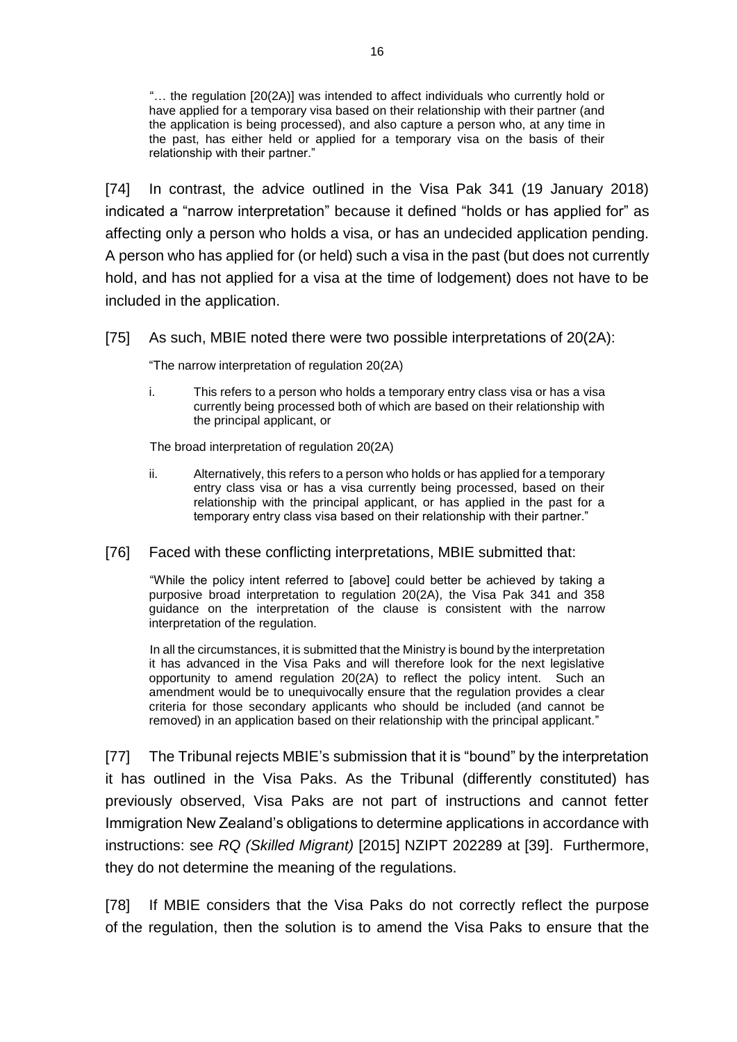"… the regulation [20(2A)] was intended to affect individuals who currently hold or have applied for a temporary visa based on their relationship with their partner (and the application is being processed), and also capture a person who, at any time in the past, has either held or applied for a temporary visa on the basis of their relationship with their partner."

[74] In contrast, the advice outlined in the Visa Pak 341 (19 January 2018) indicated a "narrow interpretation" because it defined "holds or has applied for" as affecting only a person who holds a visa, or has an undecided application pending. A person who has applied for (or held) such a visa in the past (but does not currently hold, and has not applied for a visa at the time of lodgement) does not have to be included in the application.

[75] As such, MBIE noted there were two possible interpretations of 20(2A):

> "The narrow interpretation of regulation 20(2A)
>
> i. This refers to a person who holds a temporary entry class visa or has a visa currently being processed both of which are based on their relationship with the principal applicant, or
>
> The broad interpretation of regulation 20(2A)
>
> ii. Alternatively, this refers to a person who holds or has applied for a temporary entry class visa or has a visa currently being processed, based on their relationship with the principal applicant, or has applied in the past for a temporary entry class visa based on their relationship with their partner."

[76] Faced with these conflicting interpretations, MBIE submitted that:

> "While the policy intent referred to [above] could better be achieved by taking a purposive broad interpretation to regulation 20(2A), the Visa Pak 341 and 358 guidance on the interpretation of the clause is consistent with the narrow interpretation of the regulation.
>
> In all the circumstances, it is submitted that the Ministry is bound by the interpretation it has advanced in the Visa Paks and will therefore look for the next legislative opportunity to amend regulation 20(2A) to reflect the policy intent. Such an amendment would be to unequivocally ensure that the regulation provides a clear criteria for those secondary applicants who should be included (and cannot be removed) in an application based on their relationship with the principal applicant."

[77] The Tribunal rejects MBIE's submission that it is "bound" by the interpretation it has outlined in the Visa Paks. As the Tribunal (differently constituted) has previously observed, Visa Paks are not part of instructions and cannot fetter Immigration New Zealand's obligations to determine applications in accordance with instructions: see *RQ (Skilled Migrant)* [2015] NZIPT 202289 at [39]. Furthermore, they do not determine the meaning of the regulations.

[78] If MBIE considers that the Visa Paks do not correctly reflect the purpose of the regulation, then the solution is to amend the Visa Paks to ensure that the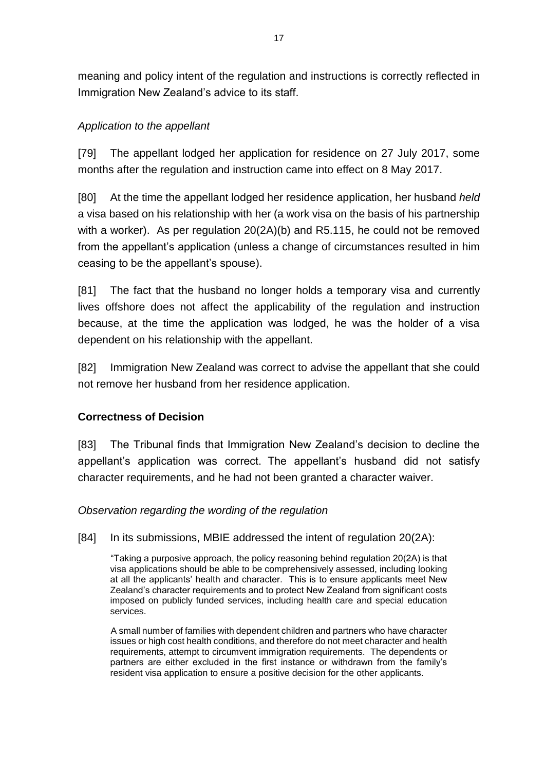meaning and policy intent of the regulation and instructions is correctly reflected in Immigration New Zealand's advice to its staff.

*Application to the appellant*

[79] The appellant lodged her application for residence on 27 July 2017, some months after the regulation and instruction came into effect on 8 May 2017.

[80] At the time the appellant lodged her residence application, her husband *held* a visa based on his relationship with her (a work visa on the basis of his partnership with a worker). As per regulation 20(2A)(b) and R5.115, he could not be removed from the appellant's application (unless a change of circumstances resulted in him ceasing to be the appellant's spouse).

[81] The fact that the husband no longer holds a temporary visa and currently lives offshore does not affect the applicability of the regulation and instruction because, at the time the application was lodged, he was the holder of a visa dependent on his relationship with the appellant.

[82] Immigration New Zealand was correct to advise the appellant that she could not remove her husband from her residence application.

**Correctness of Decision**

[83] The Tribunal finds that Immigration New Zealand's decision to decline the appellant's application was correct. The appellant's husband did not satisfy character requirements, and he had not been granted a character waiver.

*Observation regarding the wording of the regulation*

[84] In its submissions, MBIE addressed the intent of regulation 20(2A):

> "Taking a purposive approach, the policy reasoning behind regulation 20(2A) is that visa applications should be able to be comprehensively assessed, including looking at all the applicants' health and character. This is to ensure applicants meet New Zealand's character requirements and to protect New Zealand from significant costs imposed on publicly funded services, including health care and special education services.
>
> A small number of families with dependent children and partners who have character issues or high cost health conditions, and therefore do not meet character and health requirements, attempt to circumvent immigration requirements. The dependents or partners are either excluded in the first instance or withdrawn from the family's resident visa application to ensure a positive decision for the other applicants.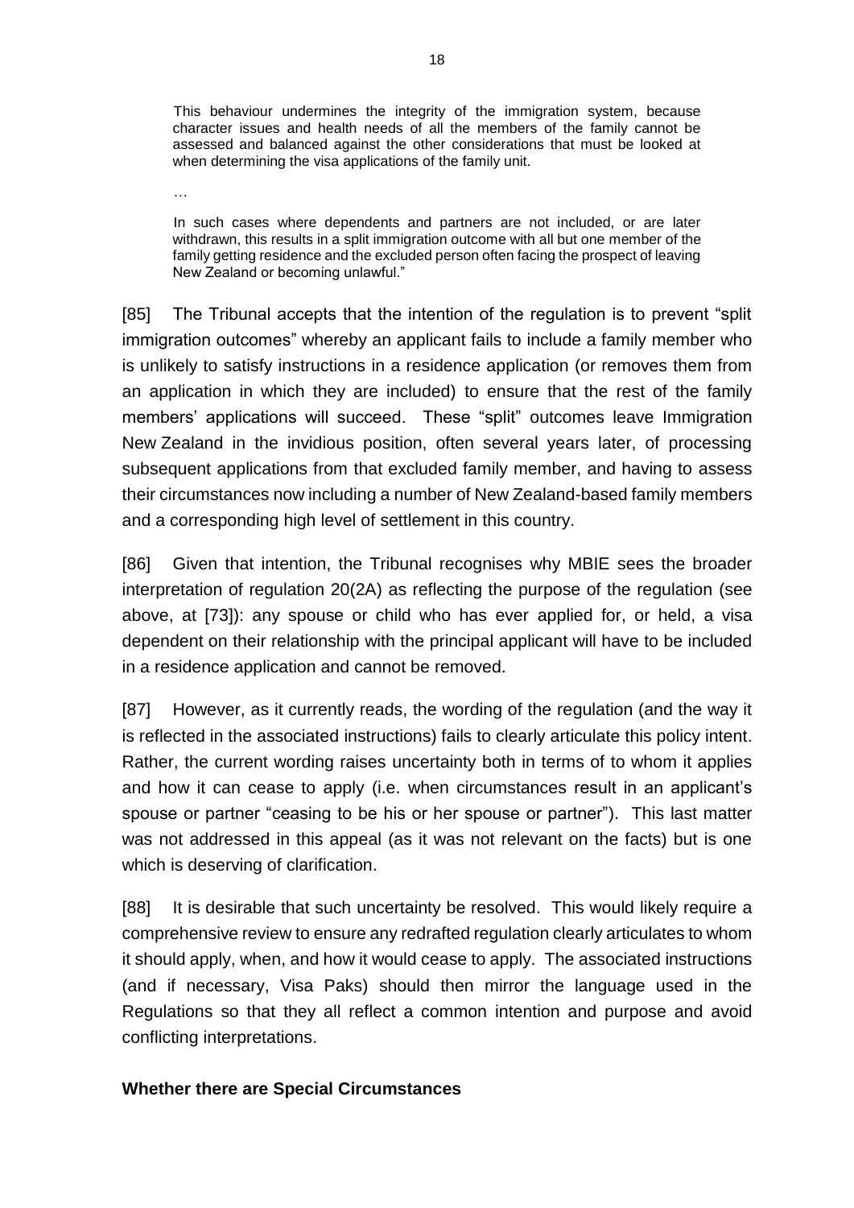> This behaviour undermines the integrity of the immigration system, because character issues and health needs of all the members of the family cannot be assessed and balanced against the other considerations that must be looked at when determining the visa applications of the family unit.
>
> …
>
> In such cases where dependents and partners are not included, or are later withdrawn, this results in a split immigration outcome with all but one member of the family getting residence and the excluded person often facing the prospect of leaving New Zealand or becoming unlawful."

[85] The Tribunal accepts that the intention of the regulation is to prevent "split immigration outcomes" whereby an applicant fails to include a family member who is unlikely to satisfy instructions in a residence application (or removes them from an application in which they are included) to ensure that the rest of the family members' applications will succeed. These "split" outcomes leave Immigration New Zealand in the invidious position, often several years later, of processing subsequent applications from that excluded family member, and having to assess their circumstances now including a number of New Zealand-based family members and a corresponding high level of settlement in this country.

[86] Given that intention, the Tribunal recognises why MBIE sees the broader interpretation of regulation 20(2A) as reflecting the purpose of the regulation (see above, at [73]): any spouse or child who has ever applied for, or held, a visa dependent on their relationship with the principal applicant will have to be included in a residence application and cannot be removed.

[87] However, as it currently reads, the wording of the regulation (and the way it is reflected in the associated instructions) fails to clearly articulate this policy intent. Rather, the current wording raises uncertainty both in terms of to whom it applies and how it can cease to apply (i.e. when circumstances result in an applicant's spouse or partner "ceasing to be his or her spouse or partner"). This last matter was not addressed in this appeal (as it was not relevant on the facts) but is one which is deserving of clarification.

[88] It is desirable that such uncertainty be resolved. This would likely require a comprehensive review to ensure any redrafted regulation clearly articulates to whom it should apply, when, and how it would cease to apply. The associated instructions (and if necessary, Visa Paks) should then mirror the language used in the Regulations so that they all reflect a common intention and purpose and avoid conflicting interpretations.

**Whether there are Special Circumstances**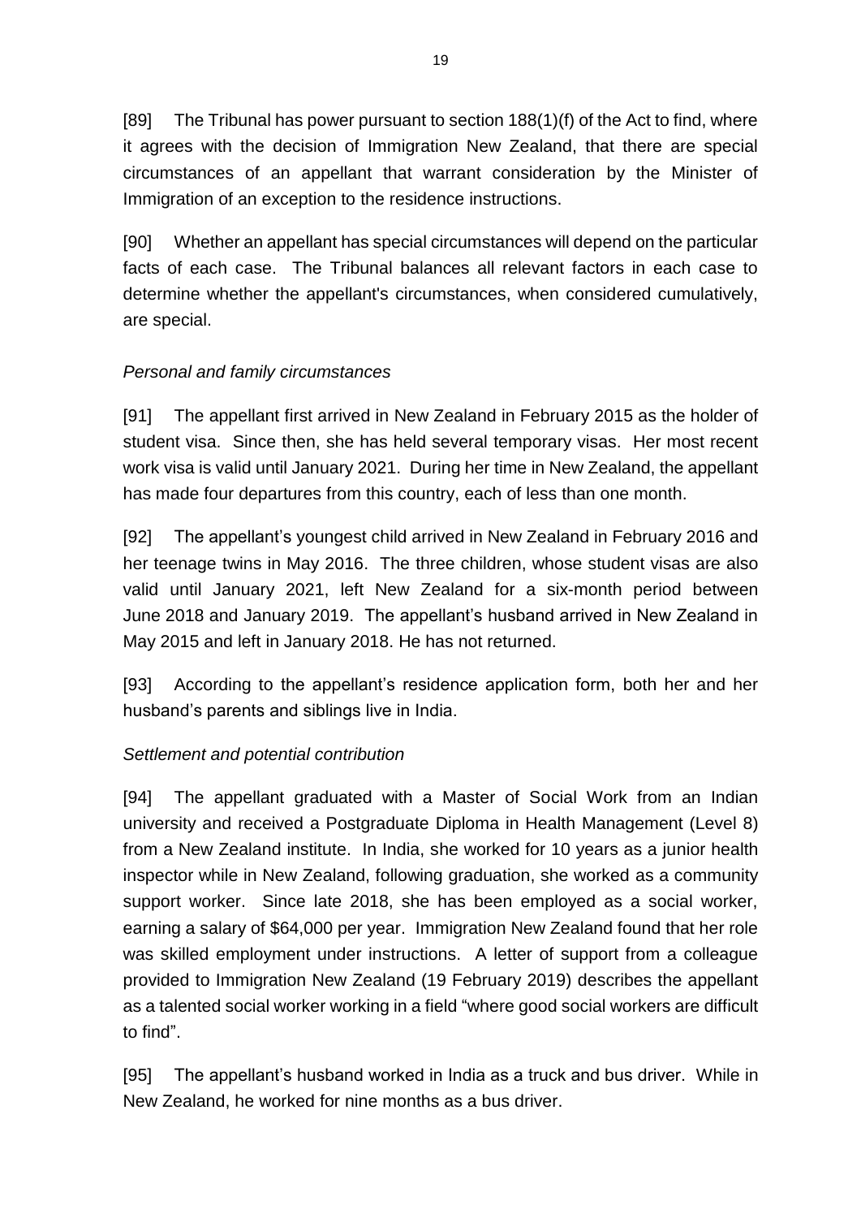[89] The Tribunal has power pursuant to section 188(1)(f) of the Act to find, where it agrees with the decision of Immigration New Zealand, that there are special circumstances of an appellant that warrant consideration by the Minister of Immigration of an exception to the residence instructions.

[90] Whether an appellant has special circumstances will depend on the particular facts of each case. The Tribunal balances all relevant factors in each case to determine whether the appellant's circumstances, when considered cumulatively, are special.

*Personal and family circumstances*

[91] The appellant first arrived in New Zealand in February 2015 as the holder of student visa. Since then, she has held several temporary visas. Her most recent work visa is valid until January 2021. During her time in New Zealand, the appellant has made four departures from this country, each of less than one month.

[92] The appellant's youngest child arrived in New Zealand in February 2016 and her teenage twins in May 2016. The three children, whose student visas are also valid until January 2021, left New Zealand for a six-month period between June 2018 and January 2019. The appellant's husband arrived in New Zealand in May 2015 and left in January 2018. He has not returned.

[93] According to the appellant's residence application form, both her and her husband's parents and siblings live in India.

*Settlement and potential contribution*

[94] The appellant graduated with a Master of Social Work from an Indian university and received a Postgraduate Diploma in Health Management (Level 8) from a New Zealand institute. In India, she worked for 10 years as a junior health inspector while in New Zealand, following graduation, she worked as a community support worker. Since late 2018, she has been employed as a social worker, earning a salary of $64,000 per year. Immigration New Zealand found that her role was skilled employment under instructions. A letter of support from a colleague provided to Immigration New Zealand (19 February 2019) describes the appellant as a talented social worker working in a field "where good social workers are difficult to find".

[95] The appellant's husband worked in India as a truck and bus driver. While in New Zealand, he worked for nine months as a bus driver.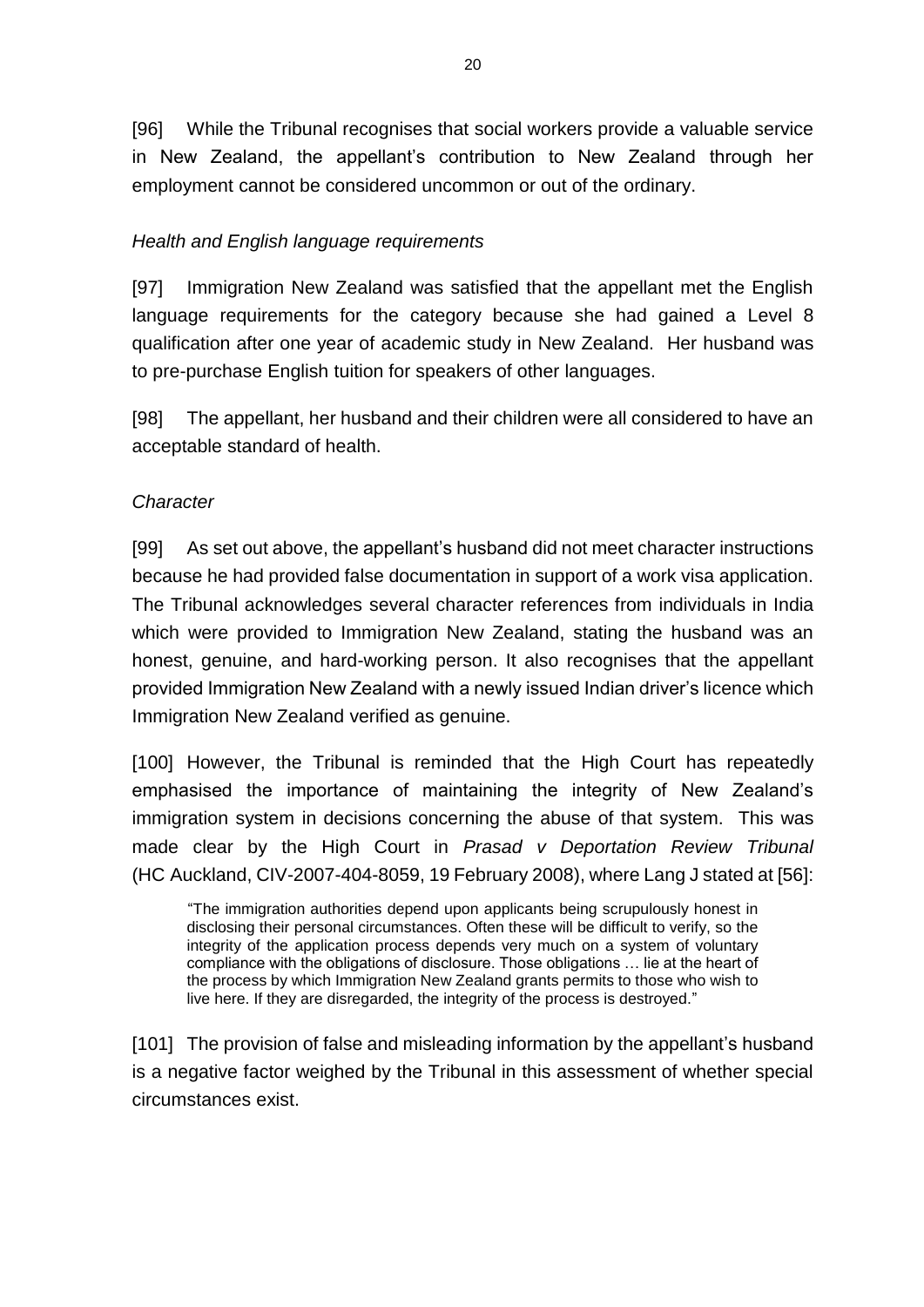[96] While the Tribunal recognises that social workers provide a valuable service in New Zealand, the appellant's contribution to New Zealand through her employment cannot be considered uncommon or out of the ordinary.

*Health and English language requirements*

[97] Immigration New Zealand was satisfied that the appellant met the English language requirements for the category because she had gained a Level 8 qualification after one year of academic study in New Zealand. Her husband was to pre-purchase English tuition for speakers of other languages.

[98] The appellant, her husband and their children were all considered to have an acceptable standard of health.

*Character*

[99] As set out above, the appellant's husband did not meet character instructions because he had provided false documentation in support of a work visa application. The Tribunal acknowledges several character references from individuals in India which were provided to Immigration New Zealand, stating the husband was an honest, genuine, and hard-working person. It also recognises that the appellant provided Immigration New Zealand with a newly issued Indian driver's licence which Immigration New Zealand verified as genuine.

[100] However, the Tribunal is reminded that the High Court has repeatedly emphasised the importance of maintaining the integrity of New Zealand's immigration system in decisions concerning the abuse of that system. This was made clear by the High Court in *Prasad v Deportation Review Tribunal* (HC Auckland, CIV-2007-404-8059, 19 February 2008), where Lang J stated at [56]:

> "The immigration authorities depend upon applicants being scrupulously honest in disclosing their personal circumstances. Often these will be difficult to verify, so the integrity of the application process depends very much on a system of voluntary compliance with the obligations of disclosure. Those obligations … lie at the heart of the process by which Immigration New Zealand grants permits to those who wish to live here. If they are disregarded, the integrity of the process is destroyed."

[101] The provision of false and misleading information by the appellant's husband is a negative factor weighed by the Tribunal in this assessment of whether special circumstances exist.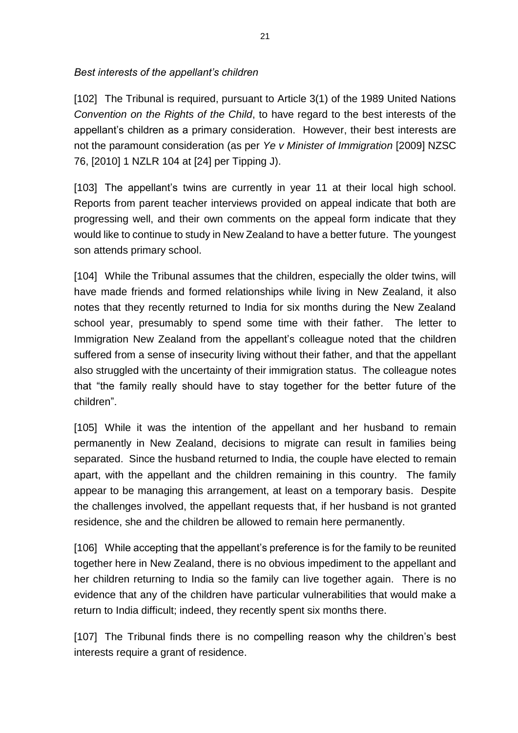*Best interests of the appellant's children*

[102] The Tribunal is required, pursuant to Article 3(1) of the 1989 United Nations *Convention on the Rights of the Child*, to have regard to the best interests of the appellant's children as a primary consideration. However, their best interests are not the paramount consideration (as per *Ye v Minister of Immigration* [2009] NZSC 76, [2010] 1 NZLR 104 at [24] per Tipping J).

[103] The appellant's twins are currently in year 11 at their local high school. Reports from parent teacher interviews provided on appeal indicate that both are progressing well, and their own comments on the appeal form indicate that they would like to continue to study in New Zealand to have a better future. The youngest son attends primary school.

[104] While the Tribunal assumes that the children, especially the older twins, will have made friends and formed relationships while living in New Zealand, it also notes that they recently returned to India for six months during the New Zealand school year, presumably to spend some time with their father. The letter to Immigration New Zealand from the appellant's colleague noted that the children suffered from a sense of insecurity living without their father, and that the appellant also struggled with the uncertainty of their immigration status. The colleague notes that "the family really should have to stay together for the better future of the children".

[105] While it was the intention of the appellant and her husband to remain permanently in New Zealand, decisions to migrate can result in families being separated. Since the husband returned to India, the couple have elected to remain apart, with the appellant and the children remaining in this country. The family appear to be managing this arrangement, at least on a temporary basis. Despite the challenges involved, the appellant requests that, if her husband is not granted residence, she and the children be allowed to remain here permanently.

[106] While accepting that the appellant's preference is for the family to be reunited together here in New Zealand, there is no obvious impediment to the appellant and her children returning to India so the family can live together again. There is no evidence that any of the children have particular vulnerabilities that would make a return to India difficult; indeed, they recently spent six months there.

[107] The Tribunal finds there is no compelling reason why the children's best interests require a grant of residence.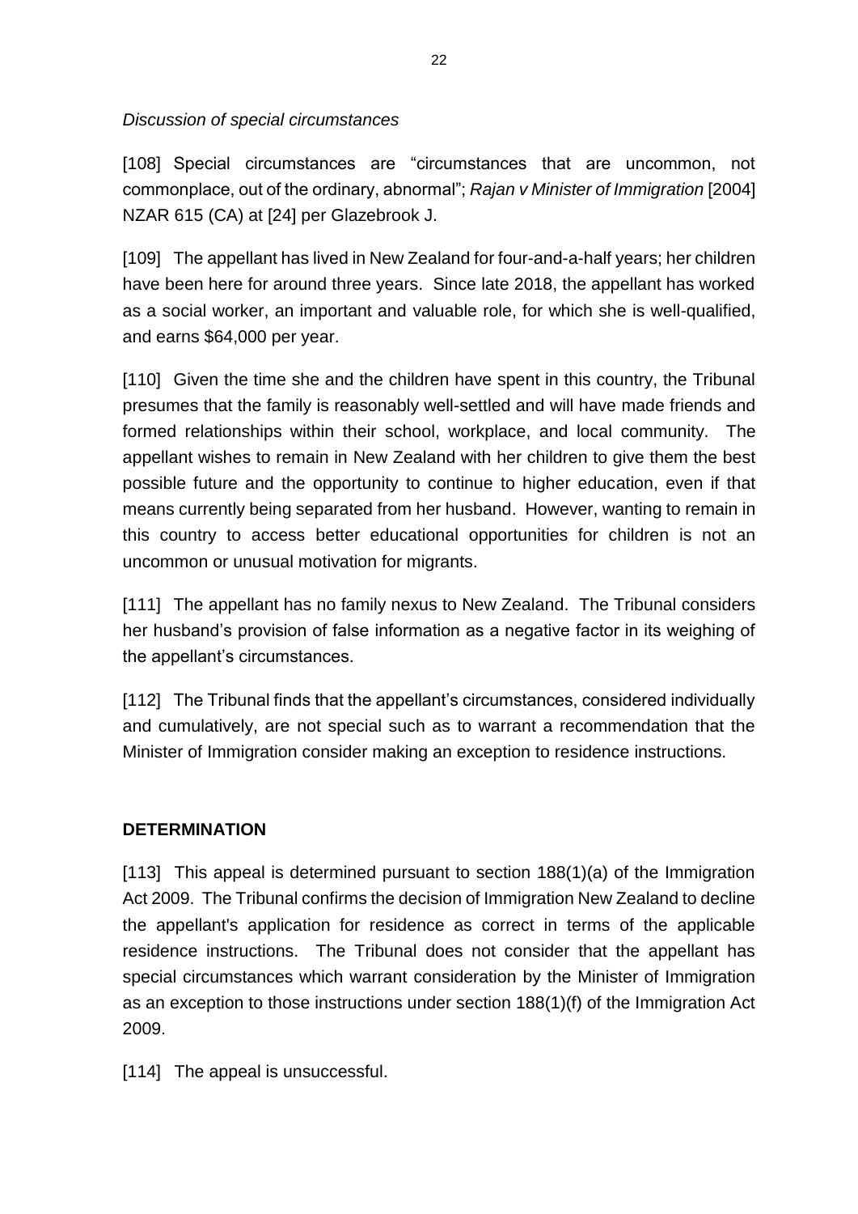*Discussion of special circumstances*

[108] Special circumstances are "circumstances that are uncommon, not commonplace, out of the ordinary, abnormal"; *Rajan v Minister of Immigration* [2004] NZAR 615 (CA) at [24] per Glazebrook J.

[109] The appellant has lived in New Zealand for four-and-a-half years; her children have been here for around three years. Since late 2018, the appellant has worked as a social worker, an important and valuable role, for which she is well-qualified, and earns $64,000 per year.

[110] Given the time she and the children have spent in this country, the Tribunal presumes that the family is reasonably well-settled and will have made friends and formed relationships within their school, workplace, and local community. The appellant wishes to remain in New Zealand with her children to give them the best possible future and the opportunity to continue to higher education, even if that means currently being separated from her husband. However, wanting to remain in this country to access better educational opportunities for children is not an uncommon or unusual motivation for migrants.

[111] The appellant has no family nexus to New Zealand. The Tribunal considers her husband's provision of false information as a negative factor in its weighing of the appellant's circumstances.

[112] The Tribunal finds that the appellant's circumstances, considered individually and cumulatively, are not special such as to warrant a recommendation that the Minister of Immigration consider making an exception to residence instructions.

## DETERMINATION

[113] This appeal is determined pursuant to section 188(1)(a) of the Immigration Act 2009. The Tribunal confirms the decision of Immigration New Zealand to decline the appellant's application for residence as correct in terms of the applicable residence instructions. The Tribunal does not consider that the appellant has special circumstances which warrant consideration by the Minister of Immigration as an exception to those instructions under section 188(1)(f) of the Immigration Act 2009.

[114] The appeal is unsuccessful.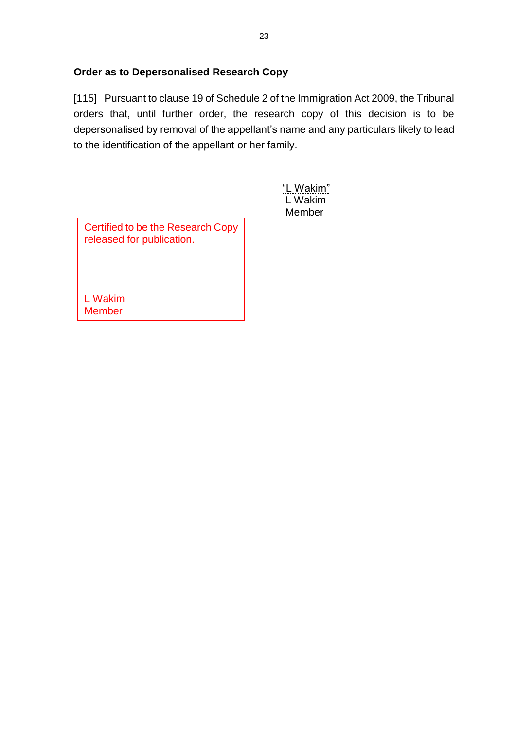**Order as to Depersonalised Research Copy**

[115] Pursuant to clause 19 of Schedule 2 of the Immigration Act 2009, the Tribunal orders that, until further order, the research copy of this decision is to be depersonalised by removal of the appellant's name and any particulars likely to lead to the identification of the appellant or her family.

"L Wakim"
L Wakim
Member

Certified to be the Research Copy released for publication.

L Wakim
Member